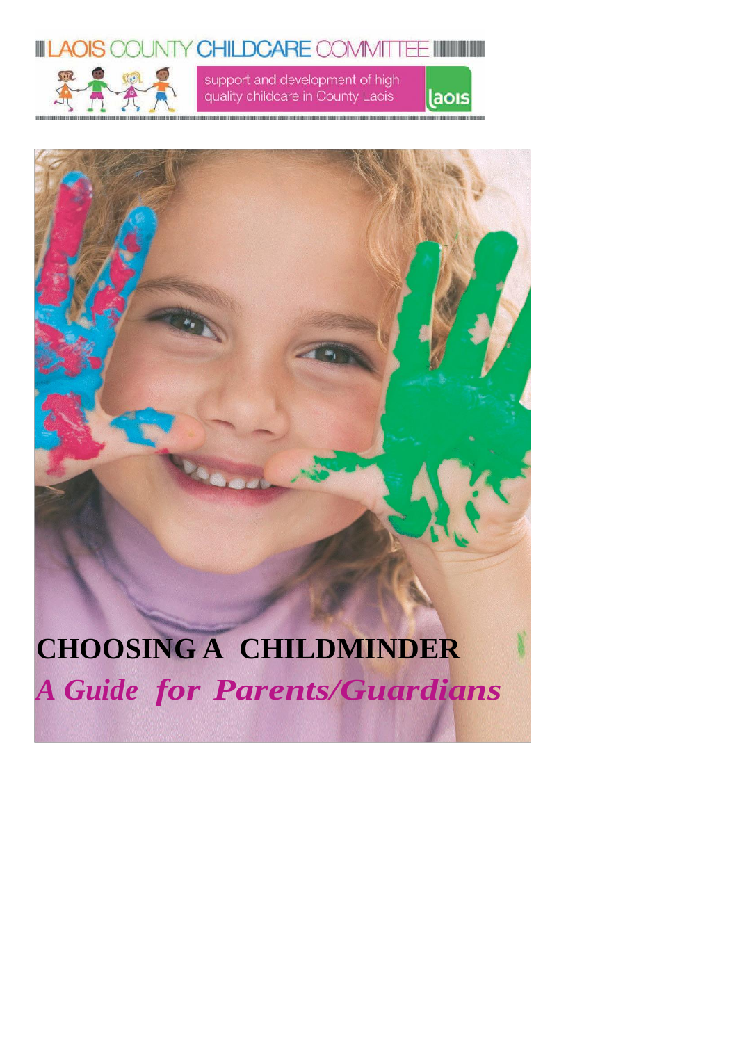LAOIS COUNTY CHILDCARE COMMITTEE

support and development of high quality childcare in County Laois

laois

# CHOOSING A CHILDMINDER

## *A Guide for Parents/Guardians*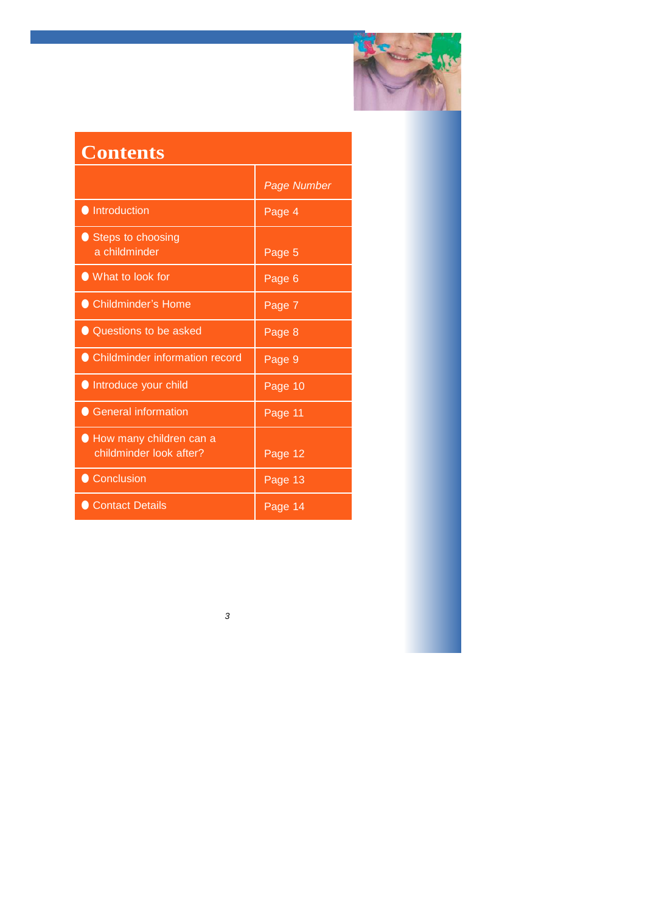# Contents

| | *Page Number* |
|---|---|
| Introduction | Page 4 |
| Steps to choosing a childminder | Page 5 |
| What to look for | Page 6 |
| Childminder's Home | Page 7 |
| Questions to be asked | Page 8 |
| Childminder information record | Page 9 |
| Introduce your child | Page 10 |
| General information | Page 11 |
| How many children can a childminder look after? | Page 12 |
| Conclusion | Page 13 |
| Contact Details | Page 14 |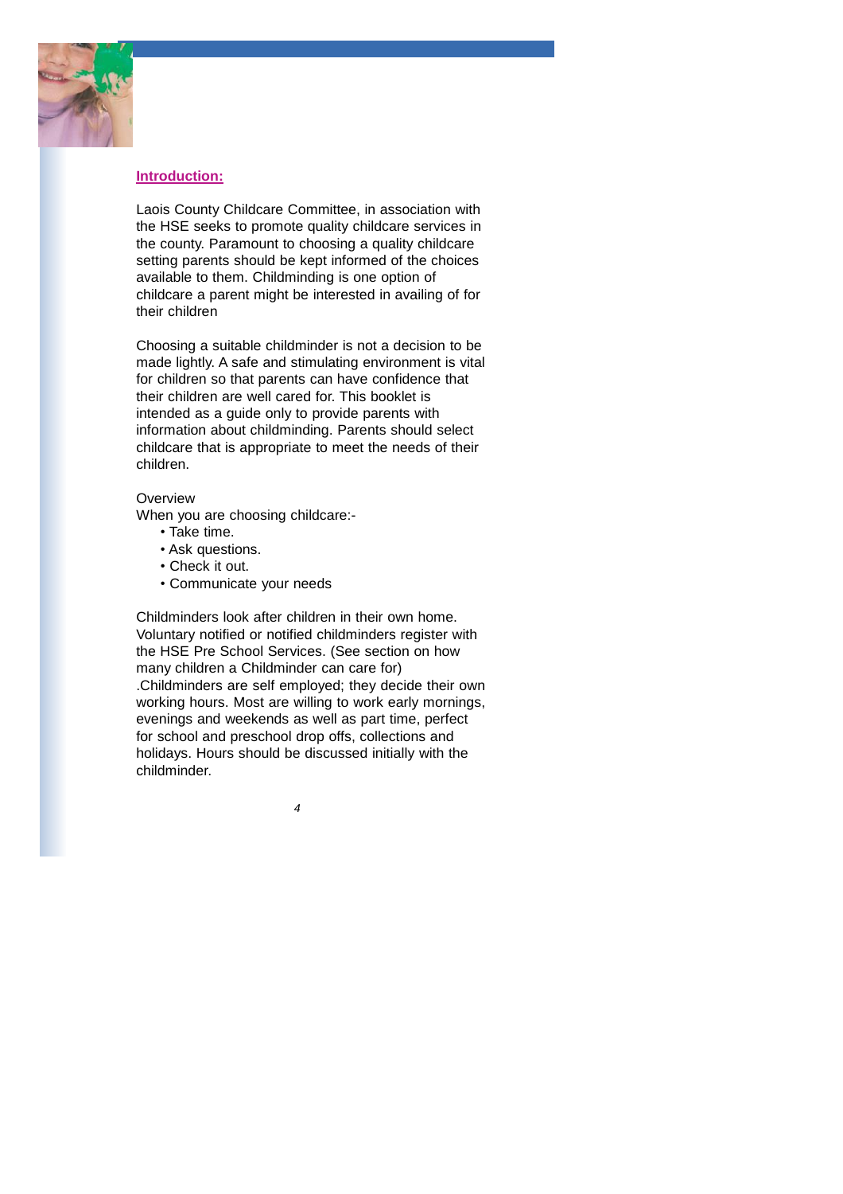## Introduction:

Laois County Childcare Committee, in association with the HSE seeks to promote quality childcare services in the county. Paramount to choosing a quality childcare setting parents should be kept informed of the choices available to them. Childminding is one option of childcare a parent might be interested in availing of for their children

Choosing a suitable childminder is not a decision to be made lightly. A safe and stimulating environment is vital for children so that parents can have confidence that their children are well cared for. This booklet is intended as a guide only to provide parents with information about childminding. Parents should select childcare that is appropriate to meet the needs of their children.

Overview

When you are choosing childcare:-

- Take time.
- Ask questions.
- Check it out.
- Communicate your needs

Childminders look after children in their own home. Voluntary notified or notified childminders register with the HSE Pre School Services. (See section on how many children a Childminder can care for) .Childminders are self employed; they decide their own working hours. Most are willing to work early mornings, evenings and weekends as well as part time, perfect for school and preschool drop offs, collections and holidays. Hours should be discussed initially with the childminder.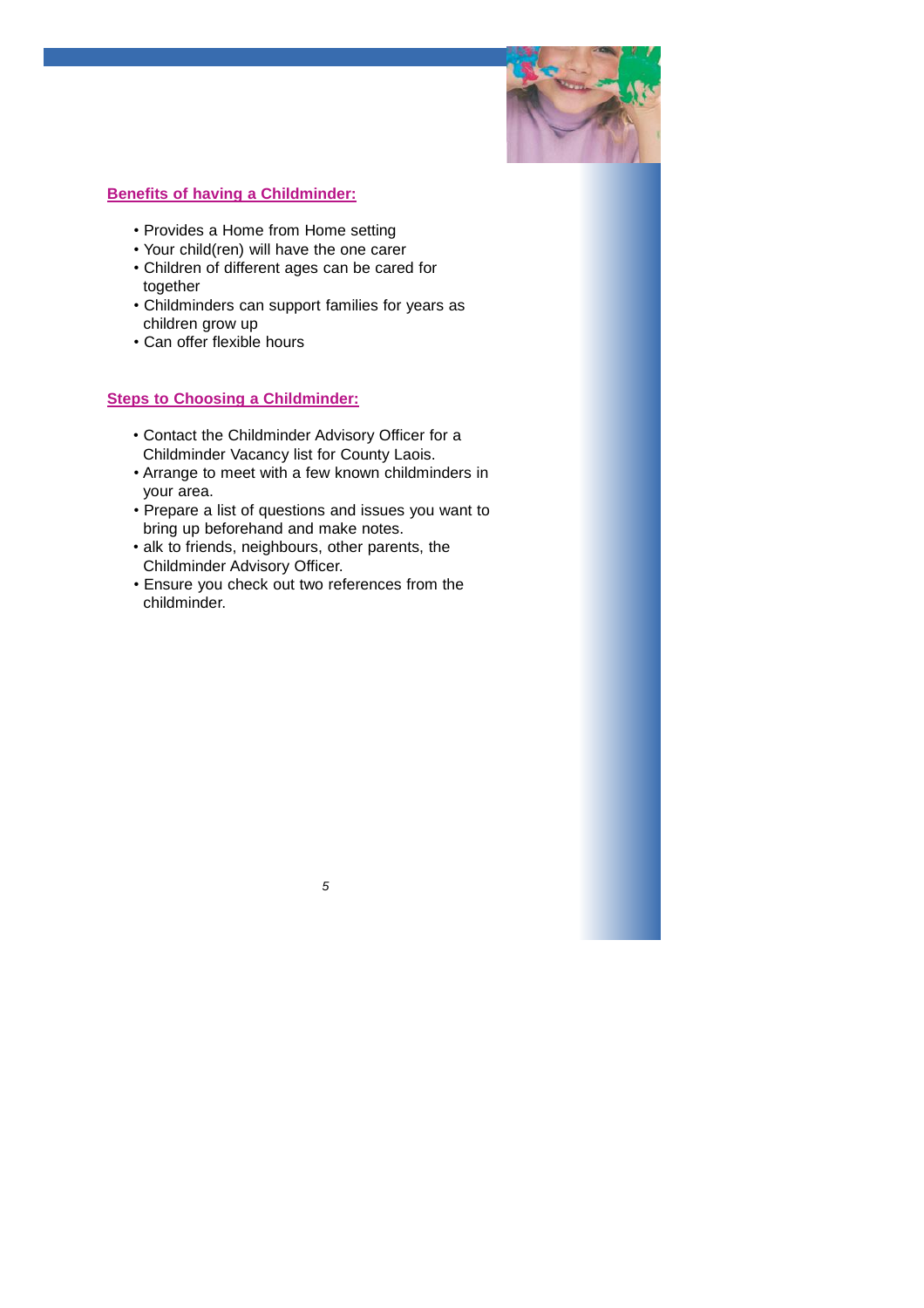## Benefits of having a Childminder:

- Provides a Home from Home setting
- Your child(ren) will have the one carer
- Children of different ages can be cared for together
- Childminders can support families for years as children grow up
- Can offer flexible hours

## Steps to Choosing a Childminder:

- Contact the Childminder Advisory Officer for a Childminder Vacancy list for County Laois.
- Arrange to meet with a few known childminders in your area.
- Prepare a list of questions and issues you want to bring up beforehand and make notes.
- alk to friends, neighbours, other parents, the Childminder Advisory Officer.
- Ensure you check out two references from the childminder.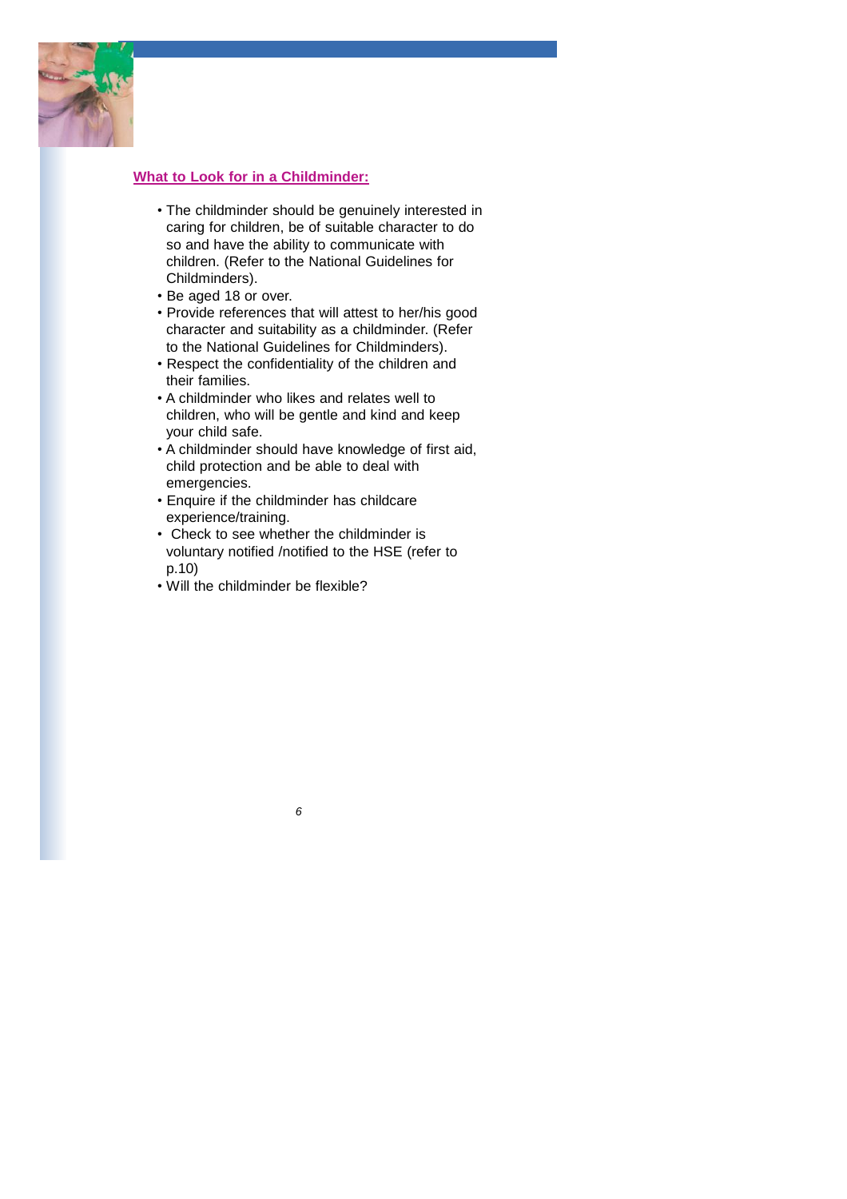## What to Look for in a Childminder:

- The childminder should be genuinely interested in caring for children, be of suitable character to do so and have the ability to communicate with children. (Refer to the National Guidelines for Childminders).
- Be aged 18 or over.
- Provide references that will attest to her/his good character and suitability as a childminder. (Refer to the National Guidelines for Childminders).
- Respect the confidentiality of the children and their families.
- A childminder who likes and relates well to children, who will be gentle and kind and keep your child safe.
- A childminder should have knowledge of first aid, child protection and be able to deal with emergencies.
- Enquire if the childminder has childcare experience/training.
- Check to see whether the childminder is voluntary notified /notified to the HSE (refer to p.10)
- Will the childminder be flexible?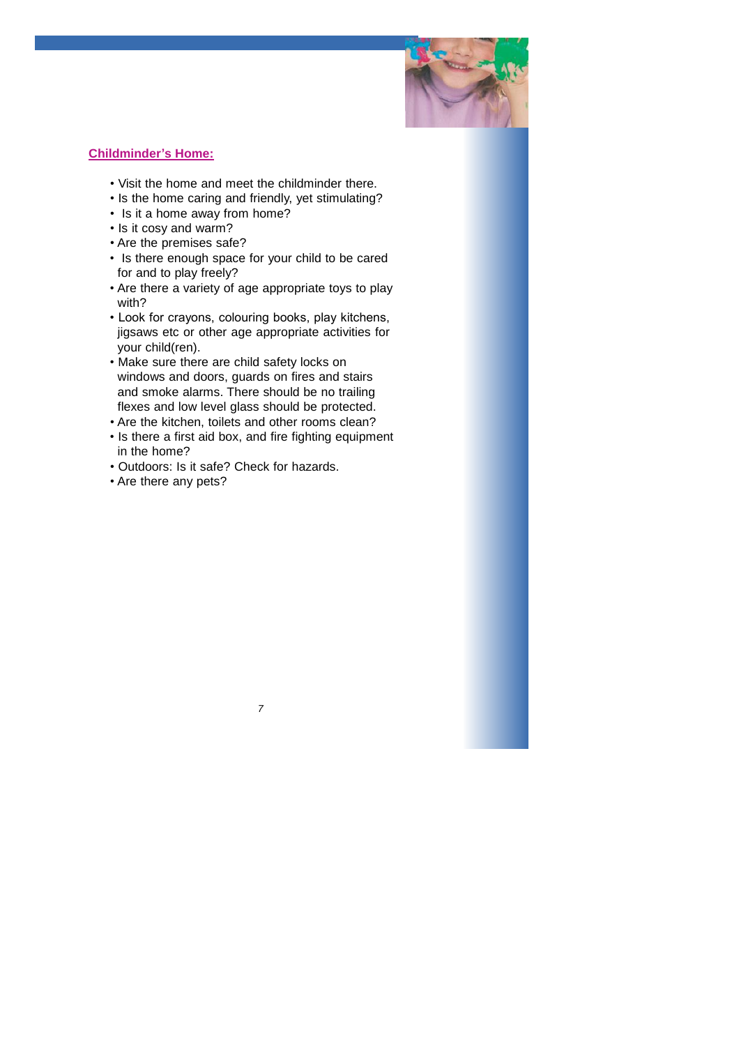## Childminder's Home:

- Visit the home and meet the childminder there.
- Is the home caring and friendly, yet stimulating?
- Is it a home away from home?
- Is it cosy and warm?
- Are the premises safe?
- Is there enough space for your child to be cared for and to play freely?
- Are there a variety of age appropriate toys to play with?
- Look for crayons, colouring books, play kitchens, jigsaws etc or other age appropriate activities for your child(ren).
- Make sure there are child safety locks on windows and doors, guards on fires and stairs and smoke alarms. There should be no trailing flexes and low level glass should be protected.
- Are the kitchen, toilets and other rooms clean?
- Is there a first aid box, and fire fighting equipment in the home?
- Outdoors: Is it safe? Check for hazards.
- Are there any pets?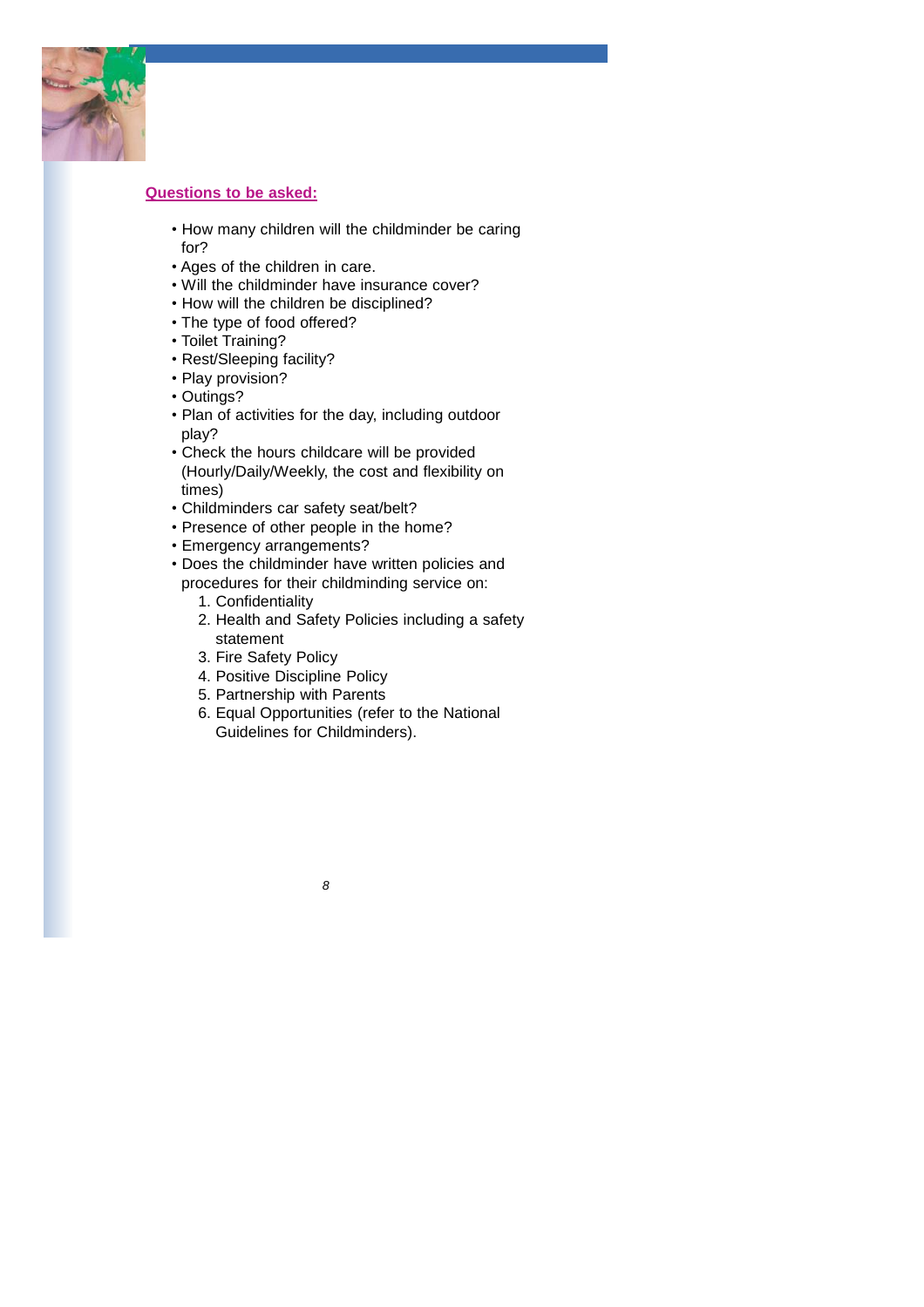**Questions to be asked:**

- How many children will the childminder be caring for?
- Ages of the children in care.
- Will the childminder have insurance cover?
- How will the children be disciplined?
- The type of food offered?
- Toilet Training?
- Rest/Sleeping facility?
- Play provision?
- Outings?
- Plan of activities for the day, including outdoor play?
- Check the hours childcare will be provided (Hourly/Daily/Weekly, the cost and flexibility on times)
- Childminders car safety seat/belt?
- Presence of other people in the home?
- Emergency arrangements?
- Does the childminder have written policies and procedures for their childminding service on:
    1. Confidentiality
    2. Health and Safety Policies including a safety statement
    3. Fire Safety Policy
    4. Positive Discipline Policy
    5. Partnership with Parents
    6. Equal Opportunities (refer to the National Guidelines for Childminders).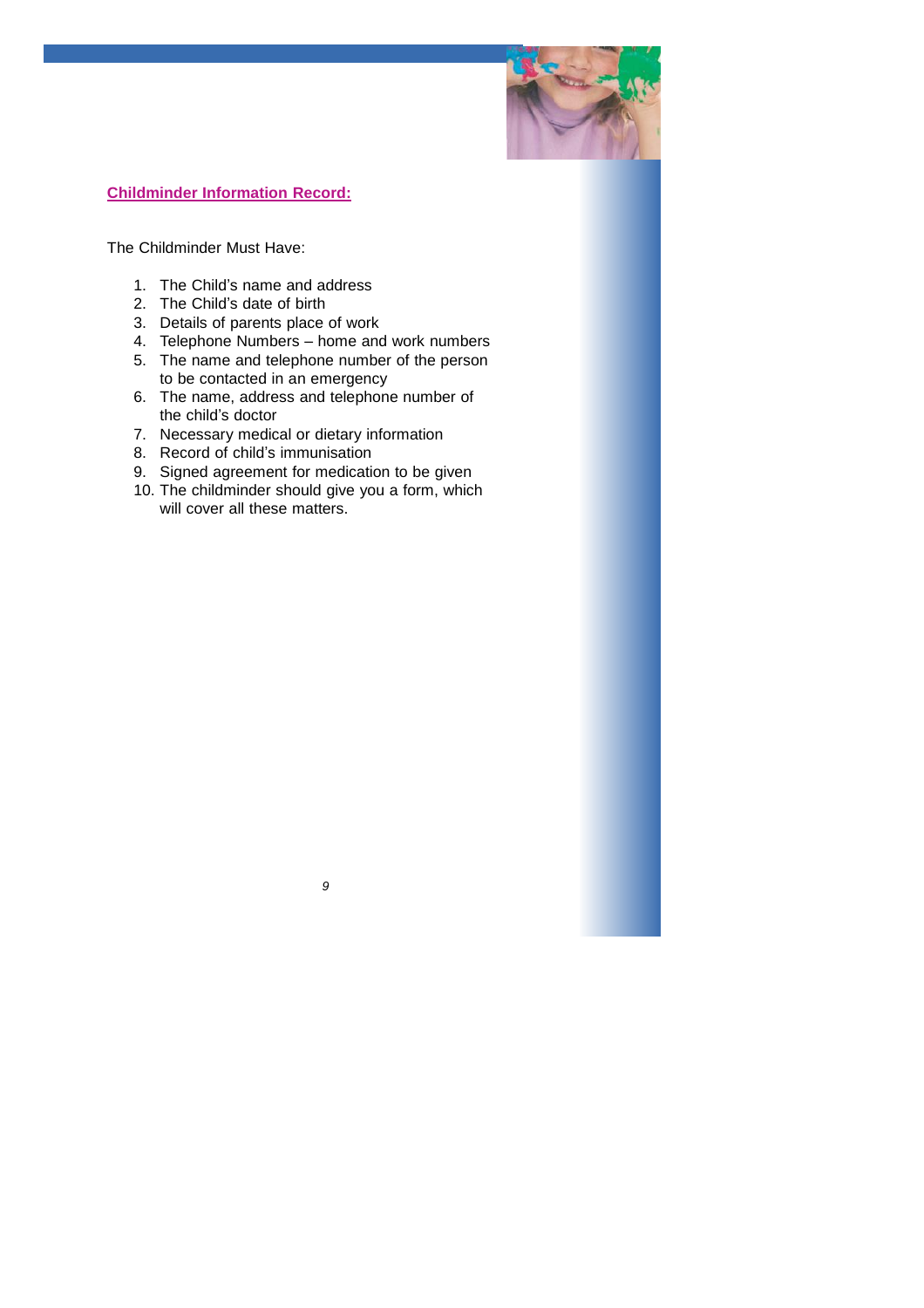## Childminder Information Record:

The Childminder Must Have:

1. The Child's name and address
2. The Child's date of birth
3. Details of parents place of work
4. Telephone Numbers – home and work numbers
5. The name and telephone number of the person to be contacted in an emergency
6. The name, address and telephone number of the child's doctor
7. Necessary medical or dietary information
8. Record of child's immunisation
9. Signed agreement for medication to be given
10. The childminder should give you a form, which will cover all these matters.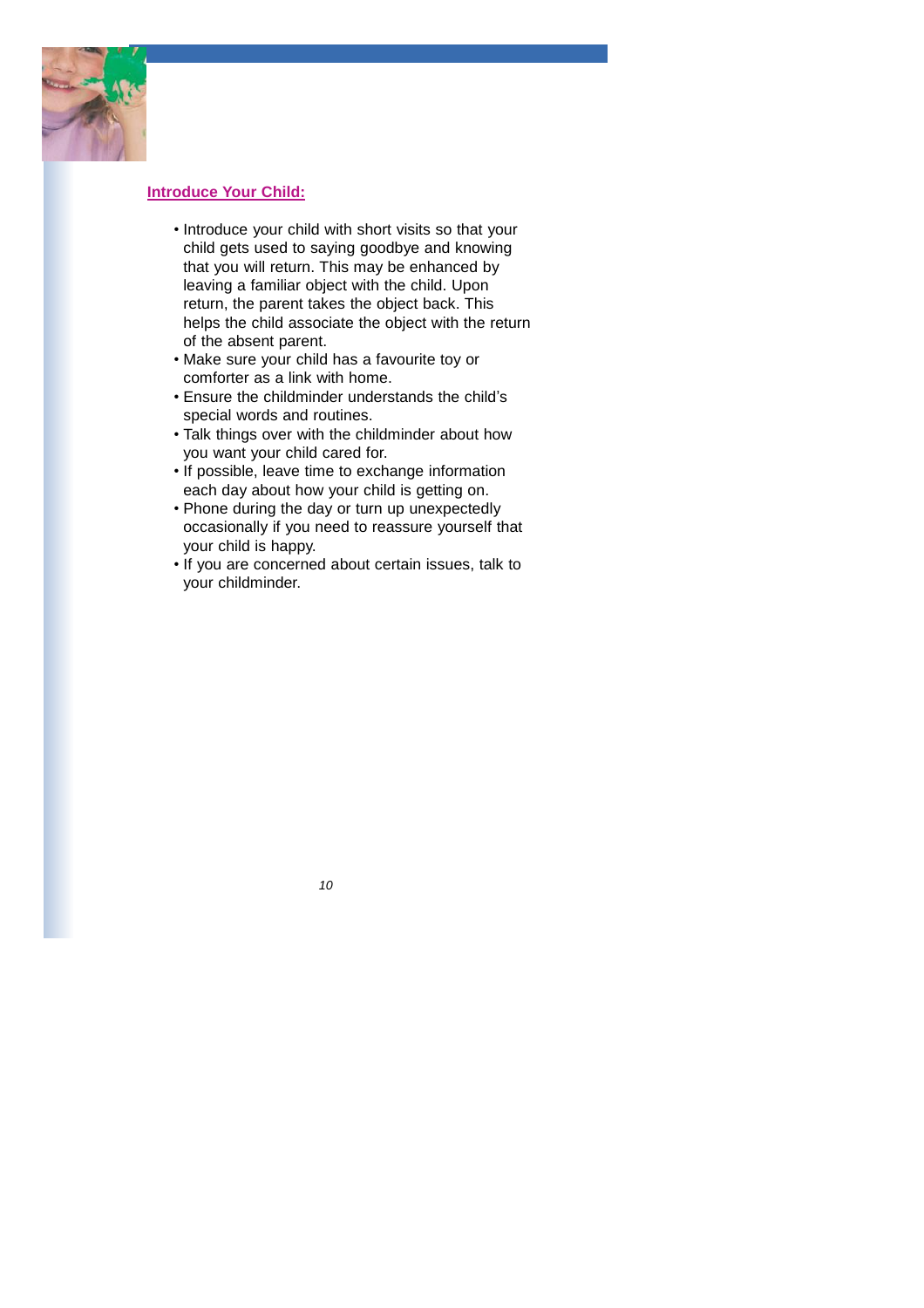## Introduce Your Child:

- Introduce your child with short visits so that your child gets used to saying goodbye and knowing that you will return. This may be enhanced by leaving a familiar object with the child. Upon return, the parent takes the object back. This helps the child associate the object with the return of the absent parent.
- Make sure your child has a favourite toy or comforter as a link with home.
- Ensure the childminder understands the child's special words and routines.
- Talk things over with the childminder about how you want your child cared for.
- If possible, leave time to exchange information each day about how your child is getting on.
- Phone during the day or turn up unexpectedly occasionally if you need to reassure yourself that your child is happy.
- If you are concerned about certain issues, talk to your childminder.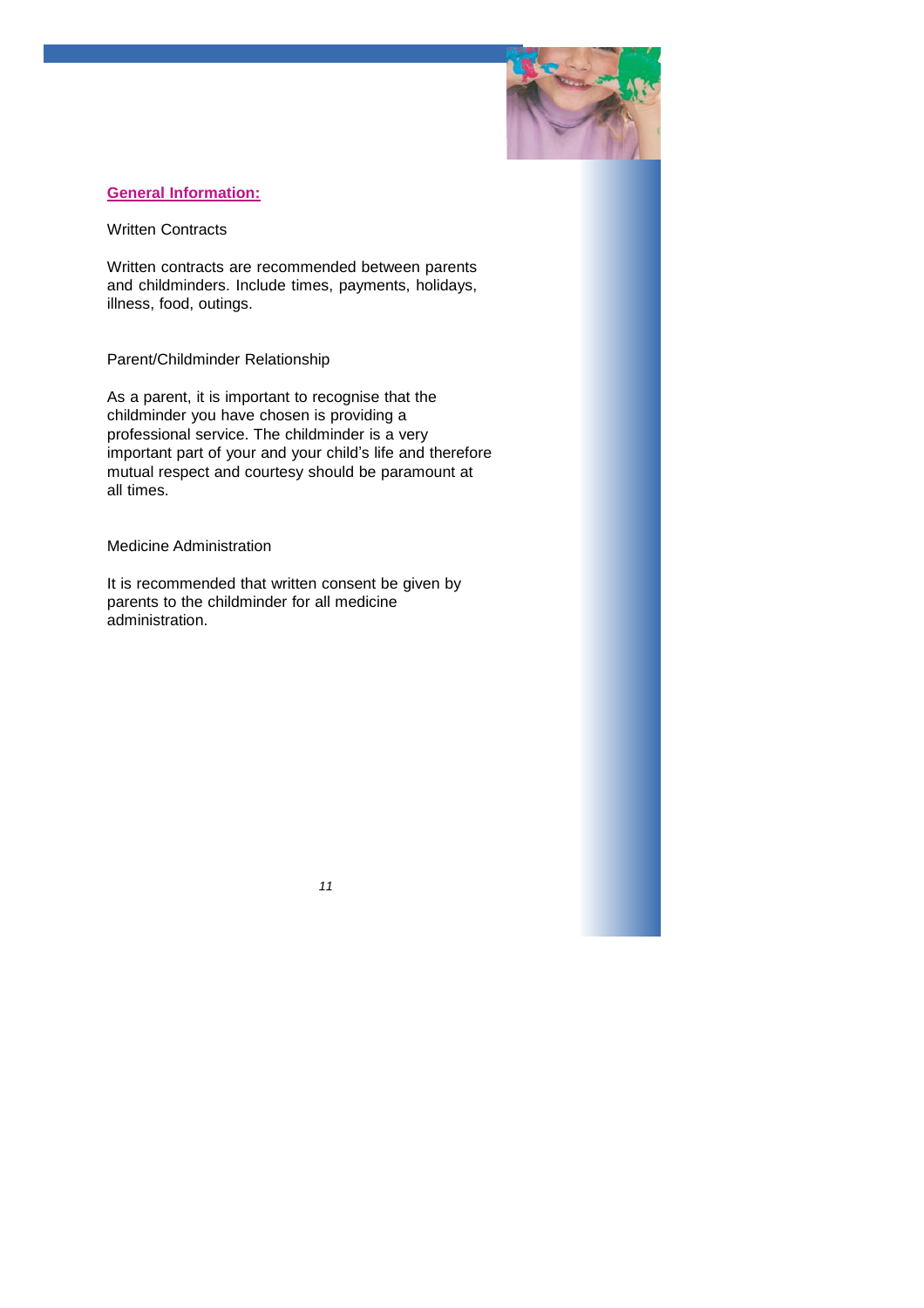## General Information:

### Written Contracts

Written contracts are recommended between parents and childminders. Include times, payments, holidays, illness, food, outings.

### Parent/Childminder Relationship

As a parent, it is important to recognise that the childminder you have chosen is providing a professional service. The childminder is a very important part of your and your child's life and therefore mutual respect and courtesy should be paramount at all times.

### Medicine Administration

It is recommended that written consent be given by parents to the childminder for all medicine administration.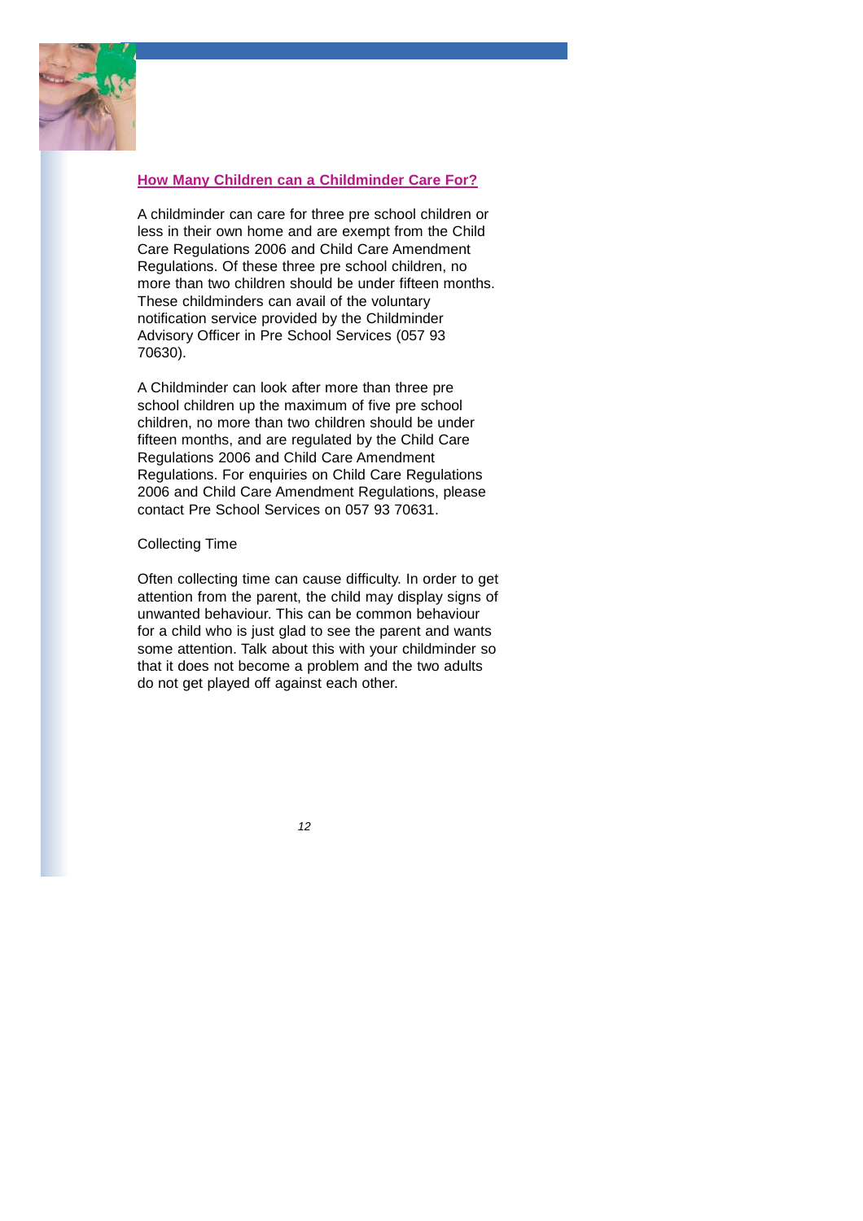## How Many Children can a Childminder Care For?

A childminder can care for three pre school children or less in their own home and are exempt from the Child Care Regulations 2006 and Child Care Amendment Regulations. Of these three pre school children, no more than two children should be under fifteen months. These childminders can avail of the voluntary notification service provided by the Childminder Advisory Officer in Pre School Services (057 93 70630).

A Childminder can look after more than three pre school children up the maximum of five pre school children, no more than two children should be under fifteen months, and are regulated by the Child Care Regulations 2006 and Child Care Amendment Regulations. For enquiries on Child Care Regulations 2006 and Child Care Amendment Regulations, please contact Pre School Services on 057 93 70631.

Collecting Time

Often collecting time can cause difficulty. In order to get attention from the parent, the child may display signs of unwanted behaviour. This can be common behaviour for a child who is just glad to see the parent and wants some attention. Talk about this with your childminder so that it does not become a problem and the two adults do not get played off against each other.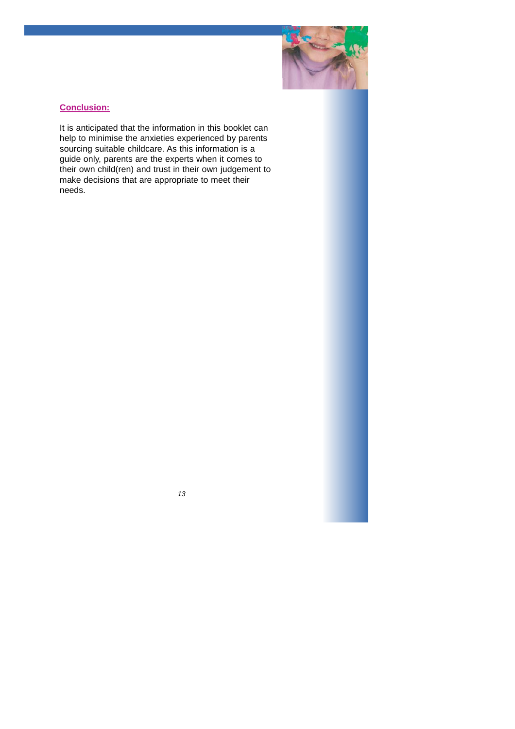**Conclusion:**

It is anticipated that the information in this booklet can help to minimise the anxieties experienced by parents sourcing suitable childcare. As this information is a guide only, parents are the experts when it comes to their own child(ren) and trust in their own judgement to make decisions that are appropriate to meet their needs.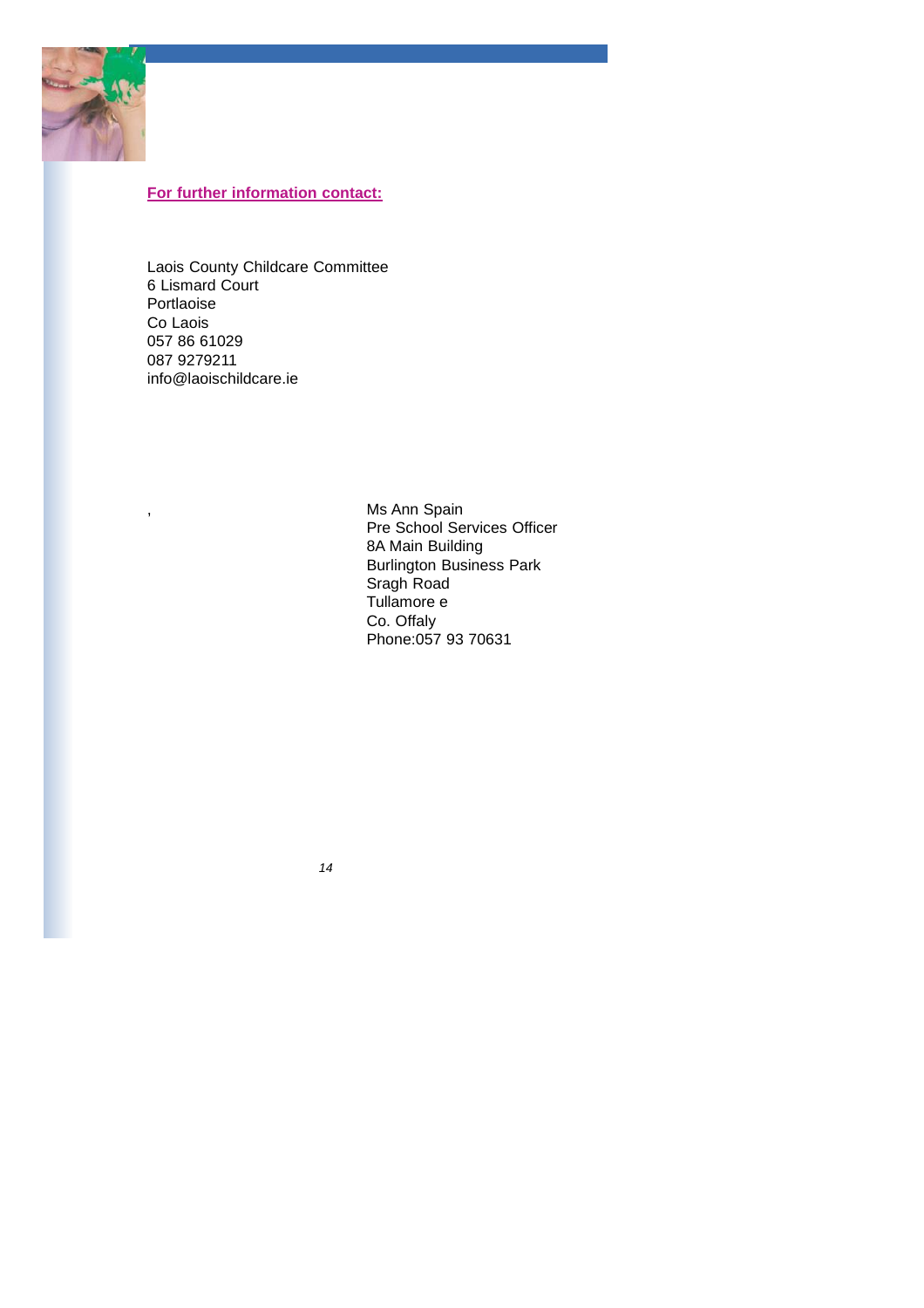**For further information contact:**

Laois County Childcare Committee
6 Lismard Court
Portlaoise
Co Laois
057 86 61029
087 9279211
info@laoischildcare.ie

,

Ms Ann Spain
Pre School Services Officer
8A Main Building
Burlington Business Park
Sragh Road
Tullamore e
Co. Offaly
Phone:057 93 70631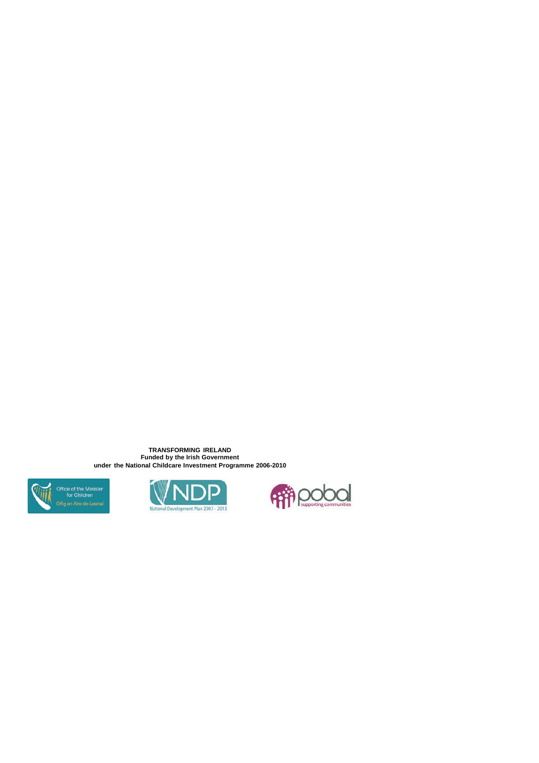**TRANSFORMING IRELAND**
**Funded by the Irish Government**
**under the National Childcare Investment Programme 2006-2010**

Office of the Minister for Children
Oifig an Aire do Leanaí

NDP
National Development Plan 2007 - 2013

pobal
supporting communities